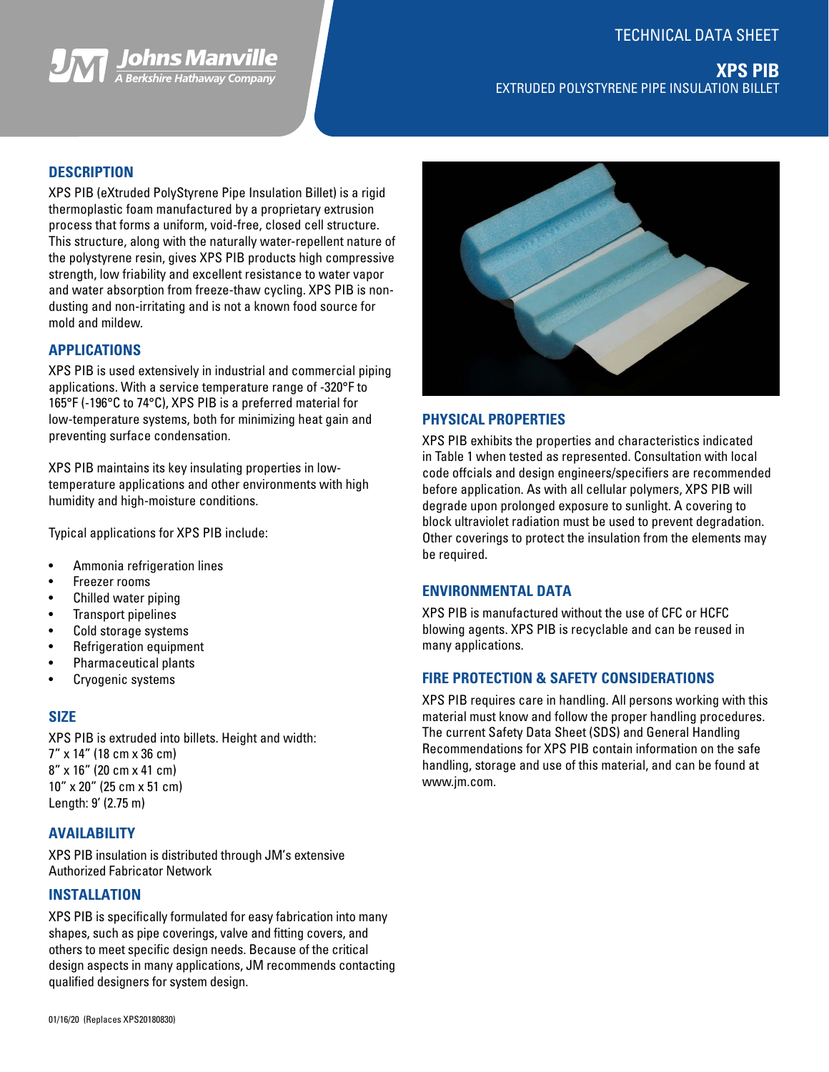TECHNICAL DATA SHEET

# XPS PIB

EXTRUDED POLYSTYRENE PIPE INSULATION BILLET

## DESCRIPTION

XPS PIB (eXtruded PolyStyrene Pipe Insulation Billet) is a rigid thermoplastic foam manufactured by a proprietary extrusion process that forms a uniform, void-free, closed cell structure. This structure, along with the naturally water-repellent nature of the polystyrene resin, gives XPS PIB products high compressive strength, low friability and excellent resistance to water vapor and water absorption from freeze-thaw cycling. XPS PIB is non-dusting and non-irritating and is not a known food source for mold and mildew.

## APPLICATIONS

XPS PIB is used extensively in industrial and commercial piping applications. With a service temperature range of -320°F to 165°F (-196°C to 74°C), XPS PIB is a preferred material for low-temperature systems, both for minimizing heat gain and preventing surface condensation.

XPS PIB maintains its key insulating properties in low-temperature applications and other environments with high humidity and high-moisture conditions.

Typical applications for XPS PIB include:

- Ammonia refrigeration lines
- Freezer rooms
- Chilled water piping
- Transport pipelines
- Cold storage systems
- Refrigeration equipment
- Pharmaceutical plants
- Cryogenic systems

## SIZE

XPS PIB is extruded into billets. Height and width:
7" x 14" (18 cm x 36 cm)
8" x 16" (20 cm x 41 cm)
10" x 20" (25 cm x 51 cm)
Length: 9' (2.75 m)

## AVAILABILITY

XPS PIB insulation is distributed through JM's extensive Authorized Fabricator Network

## INSTALLATION

XPS PIB is specifically formulated for easy fabrication into many shapes, such as pipe coverings, valve and fitting covers, and others to meet specific design needs. Because of the critical design aspects in many applications, JM recommends contacting qualified designers for system design.

## PHYSICAL PROPERTIES

XPS PIB exhibits the properties and characteristics indicated in Table 1 when tested as represented. Consultation with local code offcials and design engineers/specifiers are recommended before application. As with all cellular polymers, XPS PIB will degrade upon prolonged exposure to sunlight. A covering to block ultraviolet radiation must be used to prevent degradation. Other coverings to protect the insulation from the elements may be required.

## ENVIRONMENTAL DATA

XPS PIB is manufactured without the use of CFC or HCFC blowing agents. XPS PIB is recyclable and can be reused in many applications.

## FIRE PROTECTION & SAFETY CONSIDERATIONS

XPS PIB requires care in handling. All persons working with this material must know and follow the proper handling procedures. The current Safety Data Sheet (SDS) and General Handling Recommendations for XPS PIB contain information on the safe handling, storage and use of this material, and can be found at www.jm.com.

01/16/20 (Replaces XPS20180830)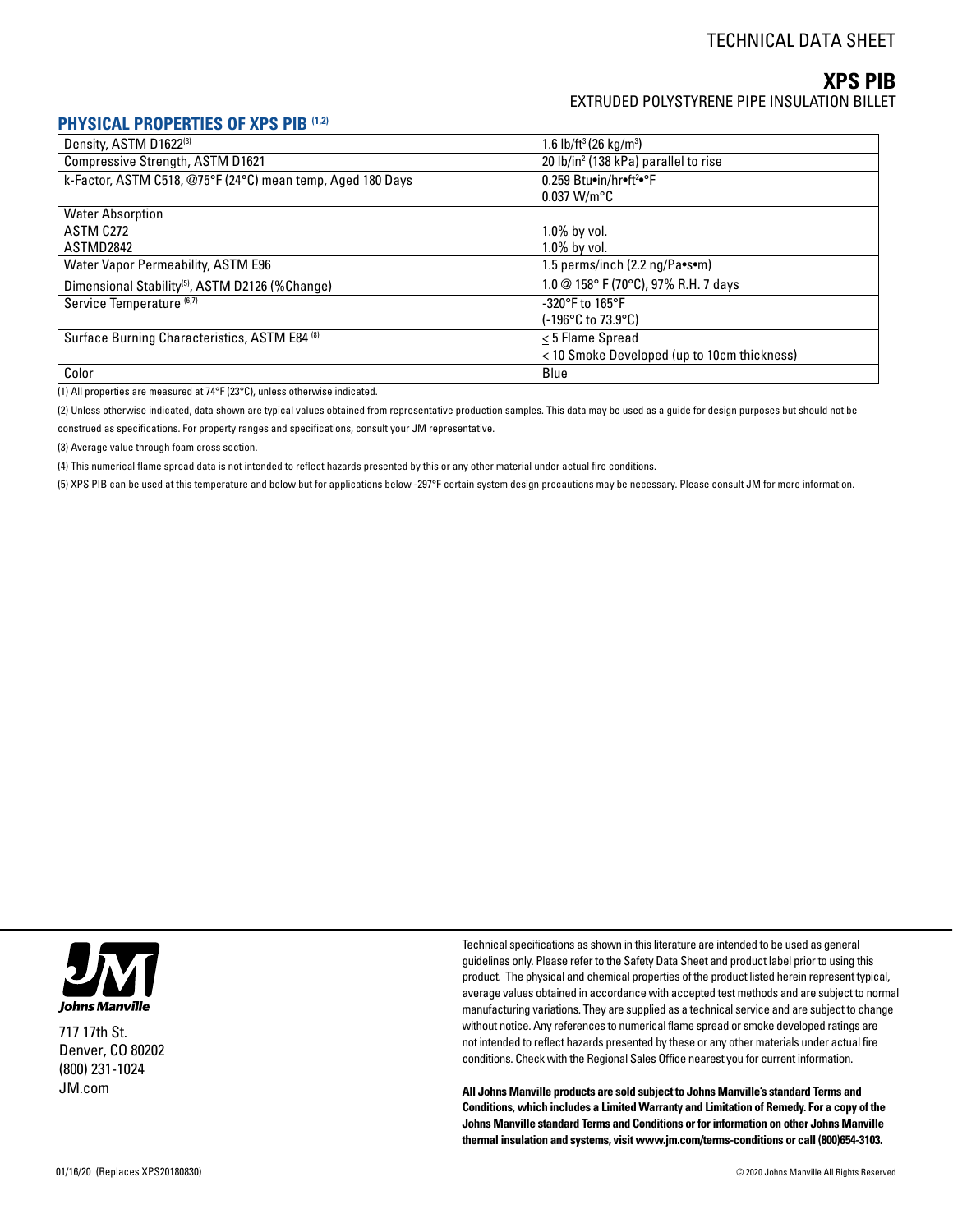TECHNICAL DATA SHEET

# XPS PIB

EXTRUDED POLYSTYRENE PIPE INSULATION BILLET

## PHYSICAL PROPERTIES OF XPS PIB [1,2]

| | |
|---|---|
| Density, ASTM D1622[3] | 1.6 lb/ft$^3$ (26 kg/m$^3$) |
| Compressive Strength, ASTM D1621 | 20 lb/in$^2$ (138 kPa) parallel to rise |
| k-Factor, ASTM C518, @75°F (24°C) mean temp, Aged 180 Days | 0.259 Btu•in/hr•ft$^2$•°F<br>0.037 W/m°C |
| Water Absorption<br>ASTM C272<br>ASTMD2842 | <br>1.0% by vol.<br>1.0% by vol. |
| Water Vapor Permeability, ASTM E96 | 1.5 perms/inch (2.2 ng/Pa•s•m) |
| Dimensional Stability[5], ASTM D2126 (%Change) | 1.0 @ 158° F (70°C), 97% R.H. 7 days |
| Service Temperature [6,7] | -320°F to 165°F<br>(-196°C to 73.9°C) |
| Surface Burning Characteristics, ASTM E84 [8] | ≤ 5 Flame Spread<br>≤ 10 Smoke Developed (up to 10cm thickness) |
| Color | Blue |

(1) All properties are measured at 74°F (23°C), unless otherwise indicated.

(2) Unless otherwise indicated, data shown are typical values obtained from representative production samples. This data may be used as a guide for design purposes but should not be construed as specifications. For property ranges and specifications, consult your JM representative.

(3) Average value through foam cross section.

(4) This numerical flame spread data is not intended to reflect hazards presented by this or any other material under actual fire conditions.

(5) XPS PIB can be used at this temperature and below but for applications below -297°F certain system design precautions may be necessary. Please consult JM for more information.

Johns Manville

717 17th St.
Denver, CO 80202
(800) 231-1024
JM.com

Technical specifications as shown in this literature are intended to be used as general guidelines only. Please refer to the Safety Data Sheet and product label prior to using this product. The physical and chemical properties of the product listed herein represent typical, average values obtained in accordance with accepted test methods and are subject to normal manufacturing variations. They are supplied as a technical service and are subject to change without notice. Any references to numerical flame spread or smoke developed ratings are not intended to reflect hazards presented by these or any other materials under actual fire conditions. Check with the Regional Sales Office nearest you for current information.

**All Johns Manville products are sold subject to Johns Manville's standard Terms and Conditions, which includes a Limited Warranty and Limitation of Remedy. For a copy of the Johns Manville standard Terms and Conditions or for information on other Johns Manville thermal insulation and systems, visit www.jm.com/terms-conditions or call (800)654-3103.**

01/16/20 (Replaces XPS20180830)

© 2020 Johns Manville All Rights Reserved